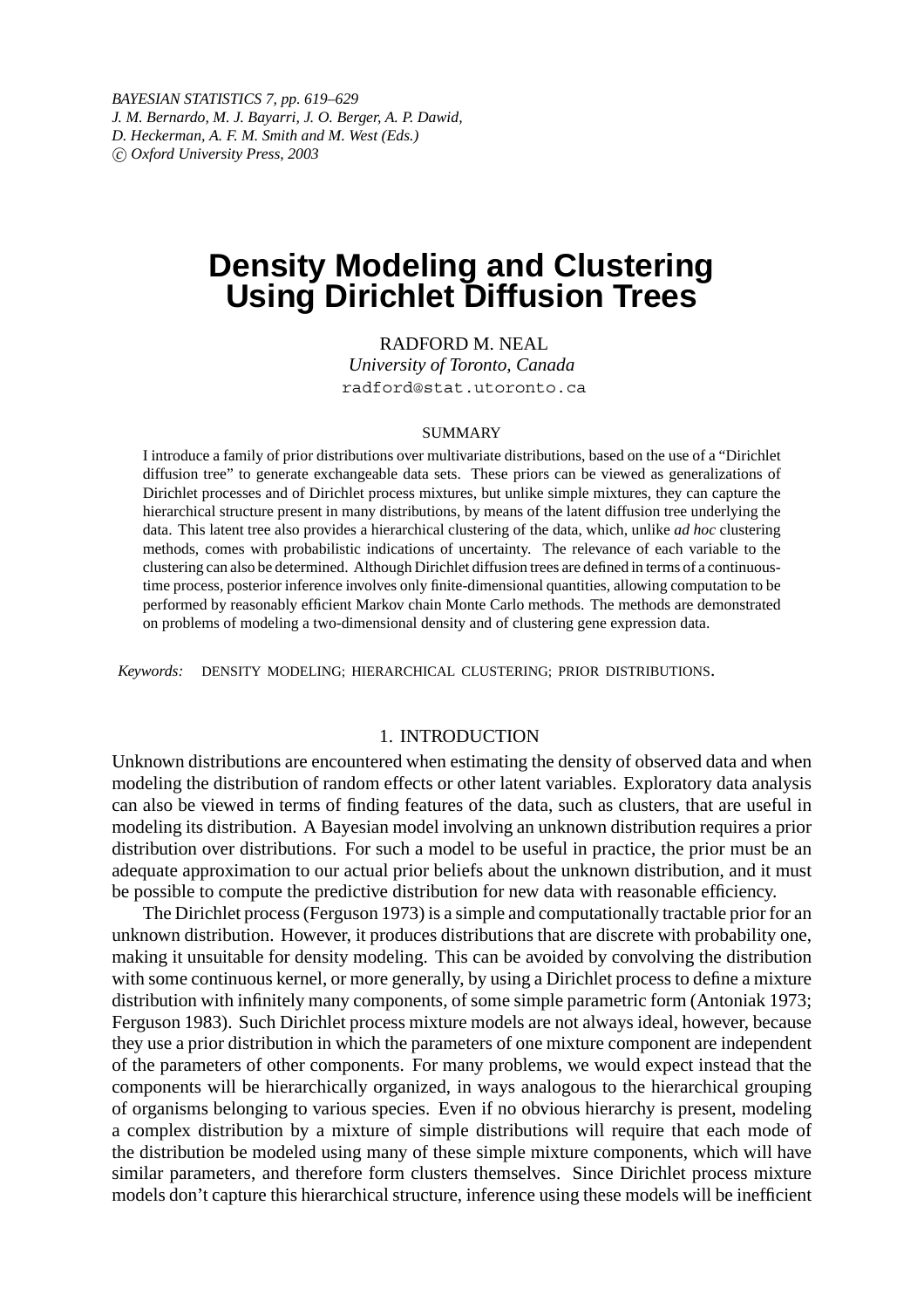BAYESIAN STATISTICS 7, pp. 619–629
J. M. Bernardo, M. J. Bayarri, J. O. Berger, A. P. Dawid,
D. Heckerman, A. F. M. Smith and M. West (Eds.)
© Oxford University Press, 2003

# Density Modeling and Clustering Using Dirichlet Diffusion Trees

RADFORD M. NEAL
*University of Toronto, Canada*
radford@stat.utoronto.ca

SUMMARY

I introduce a family of prior distributions over multivariate distributions, based on the use of a "Dirichlet diffusion tree" to generate exchangeable data sets. These priors can be viewed as generalizations of Dirichlet processes and of Dirichlet process mixtures, but unlike simple mixtures, they can capture the hierarchical structure present in many distributions, by means of the latent diffusion tree underlying the data. This latent tree also provides a hierarchical clustering of the data, which, unlike *ad hoc* clustering methods, comes with probabilistic indications of uncertainty. The relevance of each variable to the clustering can also be determined. Although Dirichlet diffusion trees are defined in terms of a continuous-time process, posterior inference involves only finite-dimensional quantities, allowing computation to be performed by reasonably efficient Markov chain Monte Carlo methods. The methods are demonstrated on problems of modeling a two-dimensional density and of clustering gene expression data.

*Keywords:* DENSITY MODELING; HIERARCHICAL CLUSTERING; PRIOR DISTRIBUTIONS.

## 1. INTRODUCTION

Unknown distributions are encountered when estimating the density of observed data and when modeling the distribution of random effects or other latent variables. Exploratory data analysis can also be viewed in terms of finding features of the data, such as clusters, that are useful in modeling its distribution. A Bayesian model involving an unknown distribution requires a prior distribution over distributions. For such a model to be useful in practice, the prior must be an adequate approximation to our actual prior beliefs about the unknown distribution, and it must be possible to compute the predictive distribution for new data with reasonable efficiency.

The Dirichlet process (Ferguson 1973) is a simple and computationally tractable prior for an unknown distribution. However, it produces distributions that are discrete with probability one, making it unsuitable for density modeling. This can be avoided by convolving the distribution with some continuous kernel, or more generally, by using a Dirichlet process to define a mixture distribution with infinitely many components, of some simple parametric form (Antoniak 1973; Ferguson 1983). Such Dirichlet process mixture models are not always ideal, however, because they use a prior distribution in which the parameters of one mixture component are independent of the parameters of other components. For many problems, we would expect instead that the components will be hierarchically organized, in ways analogous to the hierarchical grouping of organisms belonging to various species. Even if no obvious hierarchy is present, modeling a complex distribution by a mixture of simple distributions will require that each mode of the distribution be modeled using many of these simple mixture components, which will have similar parameters, and therefore form clusters themselves. Since Dirichlet process mixture models don't capture this hierarchical structure, inference using these models will be inefficient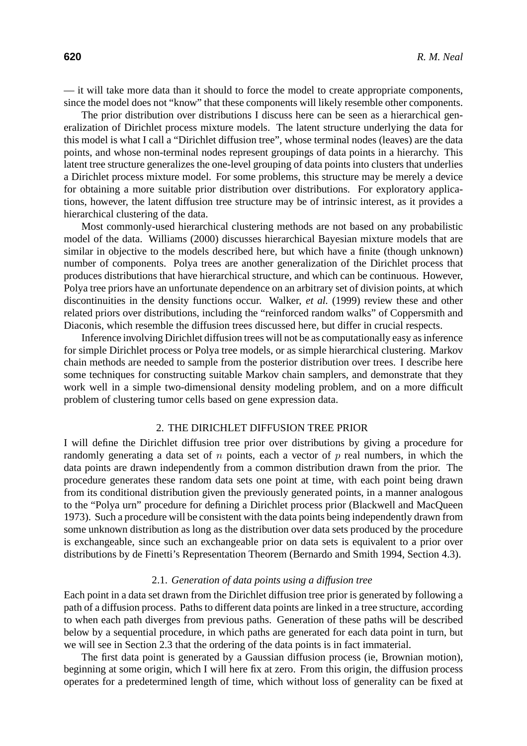— it will take more data than it should to force the model to create appropriate components, since the model does not "know" that these components will likely resemble other components.

The prior distribution over distributions I discuss here can be seen as a hierarchical generalization of Dirichlet process mixture models. The latent structure underlying the data for this model is what I call a "Dirichlet diffusion tree", whose terminal nodes (leaves) are the data points, and whose non-terminal nodes represent groupings of data points in a hierarchy. This latent tree structure generalizes the one-level grouping of data points into clusters that underlies a Dirichlet process mixture model. For some problems, this structure may be merely a device for obtaining a more suitable prior distribution over distributions. For exploratory applications, however, the latent diffusion tree structure may be of intrinsic interest, as it provides a hierarchical clustering of the data.

Most commonly-used hierarchical clustering methods are not based on any probabilistic model of the data. Williams (2000) discusses hierarchical Bayesian mixture models that are similar in objective to the models described here, but which have a finite (though unknown) number of components. Polya trees are another generalization of the Dirichlet process that produces distributions that have hierarchical structure, and which can be continuous. However, Polya tree priors have an unfortunate dependence on an arbitrary set of division points, at which discontinuities in the density functions occur. Walker, *et al.* (1999) review these and other related priors over distributions, including the "reinforced random walks" of Coppersmith and Diaconis, which resemble the diffusion trees discussed here, but differ in crucial respects.

Inference involving Dirichlet diffusion trees will not be as computationally easy as inference for simple Dirichlet process or Polya tree models, or as simple hierarchical clustering. Markov chain methods are needed to sample from the posterior distribution over trees. I describe here some techniques for constructing suitable Markov chain samplers, and demonstrate that they work well in a simple two-dimensional density modeling problem, and on a more difficult problem of clustering tumor cells based on gene expression data.

## 2. THE DIRICHLET DIFFUSION TREE PRIOR

I will define the Dirichlet diffusion tree prior over distributions by giving a procedure for randomly generating a data set of $n$ points, each a vector of $p$ real numbers, in which the data points are drawn independently from a common distribution drawn from the prior. The procedure generates these random data sets one point at time, with each point being drawn from its conditional distribution given the previously generated points, in a manner analogous to the "Polya urn" procedure for defining a Dirichlet process prior (Blackwell and MacQueen 1973). Such a procedure will be consistent with the data points being independently drawn from some unknown distribution as long as the distribution over data sets produced by the procedure is exchangeable, since such an exchangeable prior on data sets is equivalent to a prior over distributions by de Finetti's Representation Theorem (Bernardo and Smith 1994, Section 4.3).

### 2.1. *Generation of data points using a diffusion tree*

Each point in a data set drawn from the Dirichlet diffusion tree prior is generated by following a path of a diffusion process. Paths to different data points are linked in a tree structure, according to when each path diverges from previous paths. Generation of these paths will be described below by a sequential procedure, in which paths are generated for each data point in turn, but we will see in Section 2.3 that the ordering of the data points is in fact immaterial.

The first data point is generated by a Gaussian diffusion process (ie, Brownian motion), beginning at some origin, which I will here fix at zero. From this origin, the diffusion process operates for a predetermined length of time, which without loss of generality can be fixed at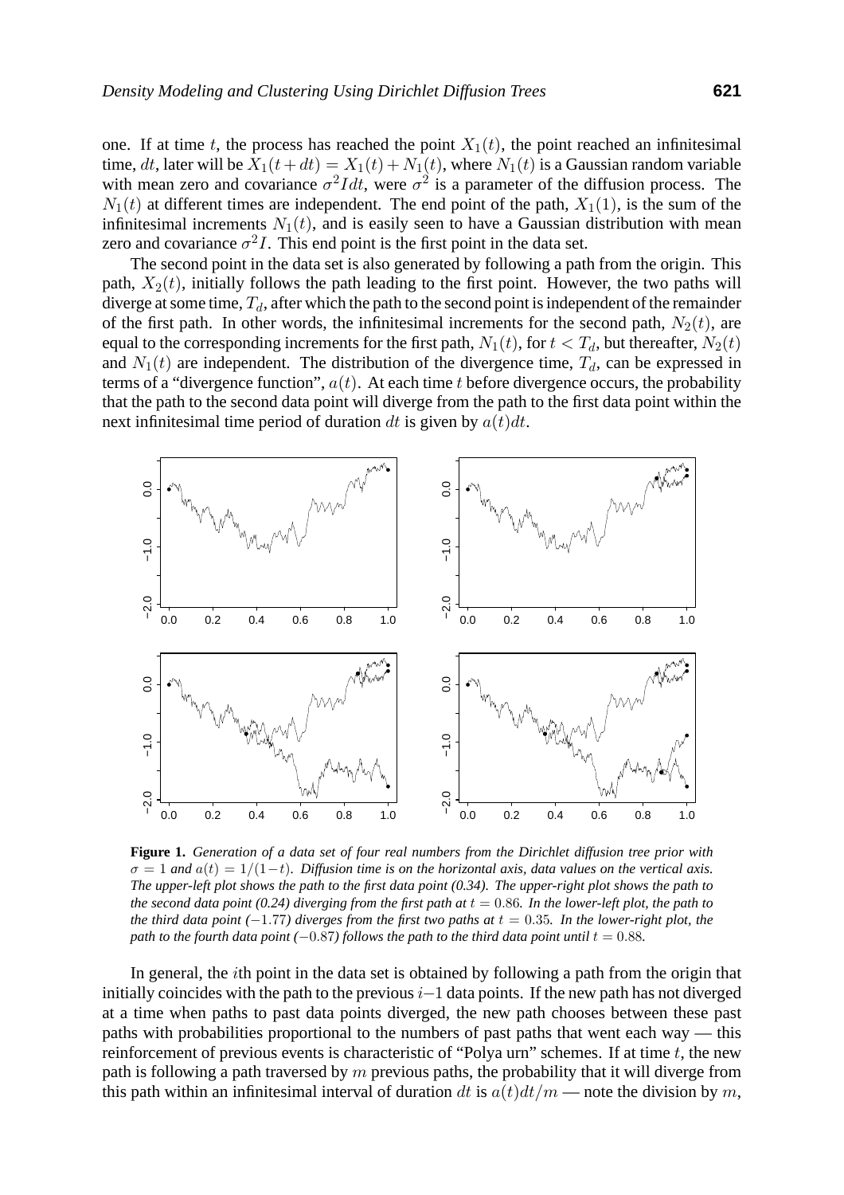one. If at time $t$, the process has reached the point $X_1(t)$, the point reached an infinitesimal time, $dt$, later will be $X_1(t+dt) = X_1(t) + N_1(t)$, where $N_1(t)$ is a Gaussian random variable with mean zero and covariance $\sigma^2 I dt$, were $\sigma^2$ is a parameter of the diffusion process. The $N_1(t)$ at different times are independent. The end point of the path, $X_1(1)$, is the sum of the infinitesimal increments $N_1(t)$, and is easily seen to have a Gaussian distribution with mean zero and covariance $\sigma^2 I$. This end point is the first point in the data set.

The second point in the data set is also generated by following a path from the origin. This path, $X_2(t)$, initially follows the path leading to the first point. However, the two paths will diverge at some time, $T_d$, after which the path to the second point is independent of the remainder of the first path. In other words, the infinitesimal increments for the second path, $N_2(t)$, are equal to the corresponding increments for the first path, $N_1(t)$, for $t < T_d$, but thereafter, $N_2(t)$ and $N_1(t)$ are independent. The distribution of the divergence time, $T_d$, can be expressed in terms of a "divergence function", $a(t)$. At each time $t$ before divergence occurs, the probability that the path to the second data point will diverge from the path to the first data point within the next infinitesimal time period of duration $dt$ is given by $a(t)dt$.

**Figure 1.** *Generation of a data set of four real numbers from the Dirichlet diffusion tree prior with $\sigma = 1$ and $a(t) = 1/(1-t)$. Diffusion time is on the horizontal axis, data values on the vertical axis. The upper-left plot shows the path to the first data point (0.34). The upper-right plot shows the path to the second data point (0.24) diverging from the first path at $t = 0.86$. In the lower-left plot, the path to the third data point ($-1.77$) diverges from the first two paths at $t = 0.35$. In the lower-right plot, the path to the fourth data point ($-0.87$) follows the path to the third data point until $t = 0.88$.*

In general, the $i$th point in the data set is obtained by following a path from the origin that initially coincides with the path to the previous $i-1$ data points. If the new path has not diverged at a time when paths to past data points diverged, the new path chooses between these past paths with probabilities proportional to the numbers of past paths that went each way — this reinforcement of previous events is characteristic of "Polya urn" schemes. If at time $t$, the new path is following a path traversed by $m$ previous paths, the probability that it will diverge from this path within an infinitesimal interval of duration $dt$ is $a(t)dt/m$ — note the division by $m$,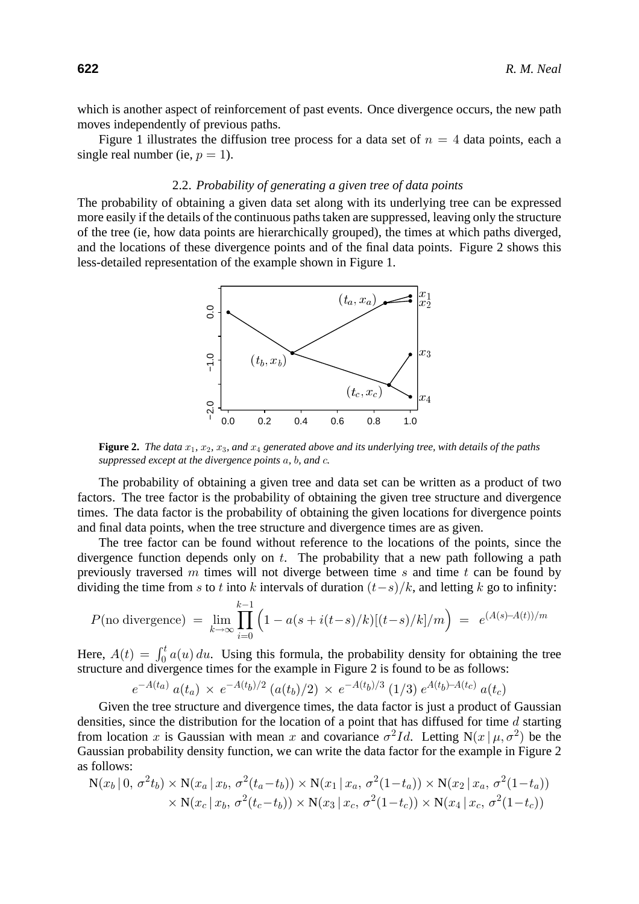which is another aspect of reinforcement of past events. Once divergence occurs, the new path moves independently of previous paths.

Figure 1 illustrates the diffusion tree process for a data set of $n = 4$ data points, each a single real number (ie, $p = 1$).

### 2.2. *Probability of generating a given tree of data points*

The probability of obtaining a given data set along with its underlying tree can be expressed more easily if the details of the continuous paths taken are suppressed, leaving only the structure of the tree (ie, how data points are hierarchically grouped), the times at which paths diverged, and the locations of these divergence points and of the final data points. Figure 2 shows this less-detailed representation of the example shown in Figure 1.

**Figure 2.** *The data $x_1$, $x_2$, $x_3$, and $x_4$ generated above and its underlying tree, with details of the paths suppressed except at the divergence points $a$, $b$, and $c$.*

The probability of obtaining a given tree and data set can be written as a product of two factors. The tree factor is the probability of obtaining the given tree structure and divergence times. The data factor is the probability of obtaining the given locations for divergence points and final data points, when the tree structure and divergence times are as given.

The tree factor can be found without reference to the locations of the points, since the divergence function depends only on $t$. The probability that a new path following a path previously traversed $m$ times will not diverge between time $s$ and time $t$ can be found by dividing the time from $s$ to $t$ into $k$ intervals of duration $(t-s)/k$, and letting $k$ go to infinity:

$$P(\text{no divergence}) \;=\; \lim_{k\to\infty} \prod_{i=0}^{k-1} \Big(1 - a(s+i(t-s)/k)[(t-s)/k]/m\Big) \;=\; e^{(A(s)-A(t))/m}$$

Here, $A(t) = \int_0^t a(u)\,du$. Using this formula, the probability density for obtaining the tree structure and divergence times for the example in Figure 2 is found to be as follows:

$$e^{-A(t_a)}\,a(t_a) \,\times\, e^{-A(t_b)/2}\,(a(t_b)/2) \,\times\, e^{-A(t_b)/3}\,(1/3)\,e^{A(t_b)-A(t_c)}\,a(t_c)$$

Given the tree structure and divergence times, the data factor is just a product of Gaussian densities, since the distribution for the location of a point that has diffused for time $d$ starting from location $x$ is Gaussian with mean $x$ and covariance $\sigma^2 Id$. Letting $\text{N}(x\,|\,\mu,\sigma^2)$ be the Gaussian probability density function, we can write the data factor for the example in Figure 2 as follows:

$$\begin{aligned}\text{N}(x_b\,|\,0,\,\sigma^2 t_b) &\times \text{N}(x_a\,|\,x_b,\,\sigma^2(t_a-t_b)) \times \text{N}(x_1\,|\,x_a,\,\sigma^2(1-t_a)) \times \text{N}(x_2\,|\,x_a,\,\sigma^2(1-t_a))\\ &\times \text{N}(x_c\,|\,x_b,\,\sigma^2(t_c-t_b)) \times \text{N}(x_3\,|\,x_c,\,\sigma^2(1-t_c)) \times \text{N}(x_4\,|\,x_c,\,\sigma^2(1-t_c))\end{aligned}$$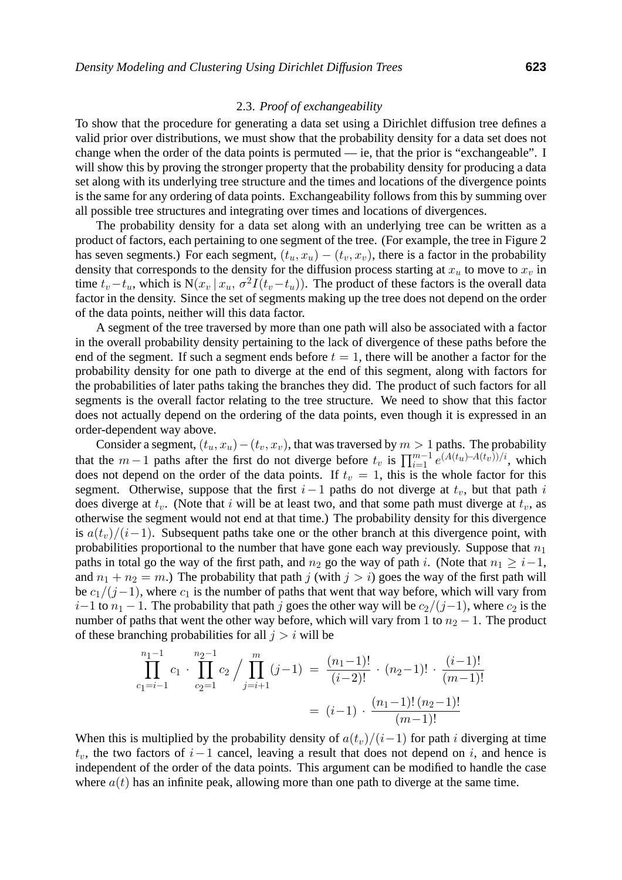### 2.3. *Proof of exchangeability*

To show that the procedure for generating a data set using a Dirichlet diffusion tree defines a valid prior over distributions, we must show that the probability density for a data set does not change when the order of the data points is permuted — ie, that the prior is "exchangeable". I will show this by proving the stronger property that the probability density for producing a data set along with its underlying tree structure and the times and locations of the divergence points is the same for any ordering of data points. Exchangeability follows from this by summing over all possible tree structures and integrating over times and locations of divergences.

The probability density for a data set along with an underlying tree can be written as a product of factors, each pertaining to one segment of the tree. (For example, the tree in Figure 2 has seven segments.) For each segment, $(t_u, x_u) - (t_v, x_v)$, there is a factor in the probability density that corresponds to the density for the diffusion process starting at $x_u$ to move to $x_v$ in time $t_v - t_u$, which is $\mathrm{N}(x_v \mid x_u, \sigma^2 I(t_v - t_u))$. The product of these factors is the overall data factor in the density. Since the set of segments making up the tree does not depend on the order of the data points, neither will this data factor.

A segment of the tree traversed by more than one path will also be associated with a factor in the overall probability density pertaining to the lack of divergence of these paths before the end of the segment. If such a segment ends before $t = 1$, there will be another a factor for the probability density for one path to diverge at the end of this segment, along with factors for the probabilities of later paths taking the branches they did. The product of such factors for all segments is the overall factor relating to the tree structure. We need to show that this factor does not actually depend on the ordering of the data points, even though it is expressed in an order-dependent way above.

Consider a segment, $(t_u, x_u) - (t_v, x_v)$, that was traversed by $m > 1$ paths. The probability that the $m-1$ paths after the first do not diverge before $t_v$ is $\prod_{i=1}^{m-1} e^{(A(t_u) - A(t_v))/i}$, which does not depend on the order of the data points. If $t_v = 1$, this is the whole factor for this segment. Otherwise, suppose that the first $i-1$ paths do not diverge at $t_v$, but that path $i$ does diverge at $t_v$. (Note that $i$ will be at least two, and that some path must diverge at $t_v$, as otherwise the segment would not end at that time.) The probability density for this divergence is $a(t_v)/(i-1)$. Subsequent paths take one or the other branch at this divergence point, with probabilities proportional to the number that have gone each way previously. Suppose that $n_1$ paths in total go the way of the first path, and $n_2$ go the way of path $i$. (Note that $n_1 \geq i-1$, and $n_1 + n_2 = m$.) The probability that path $j$ (with $j > i$) goes the way of the first path will be $c_1/(j-1)$, where $c_1$ is the number of paths that went that way before, which will vary from $i-1$ to $n_1 - 1$. The probability that path $j$ goes the other way will be $c_2/(j-1)$, where $c_2$ is the number of paths that went the other way before, which will vary from 1 to $n_2 - 1$. The product of these branching probabilities for all $j > i$ will be

$$\prod_{c_1=i-1}^{n_1-1} c_1 \cdot \prod_{c_2=1}^{n_2-1} c_2 \Big/ \prod_{j=i+1}^{m} (j-1) \;=\; \frac{(n_1-1)!}{(i-2)!} \cdot (n_2-1)! \cdot \frac{(i-1)!}{(m-1)!}$$

$$= (i-1) \cdot \frac{(n_1-1)!\,(n_2-1)!}{(m-1)!}$$

When this is multiplied by the probability density of $a(t_v)/(i-1)$ for path $i$ diverging at time $t_v$, the two factors of $i-1$ cancel, leaving a result that does not depend on $i$, and hence is independent of the order of the data points. This argument can be modified to handle the case where $a(t)$ has an infinite peak, allowing more than one path to diverge at the same time.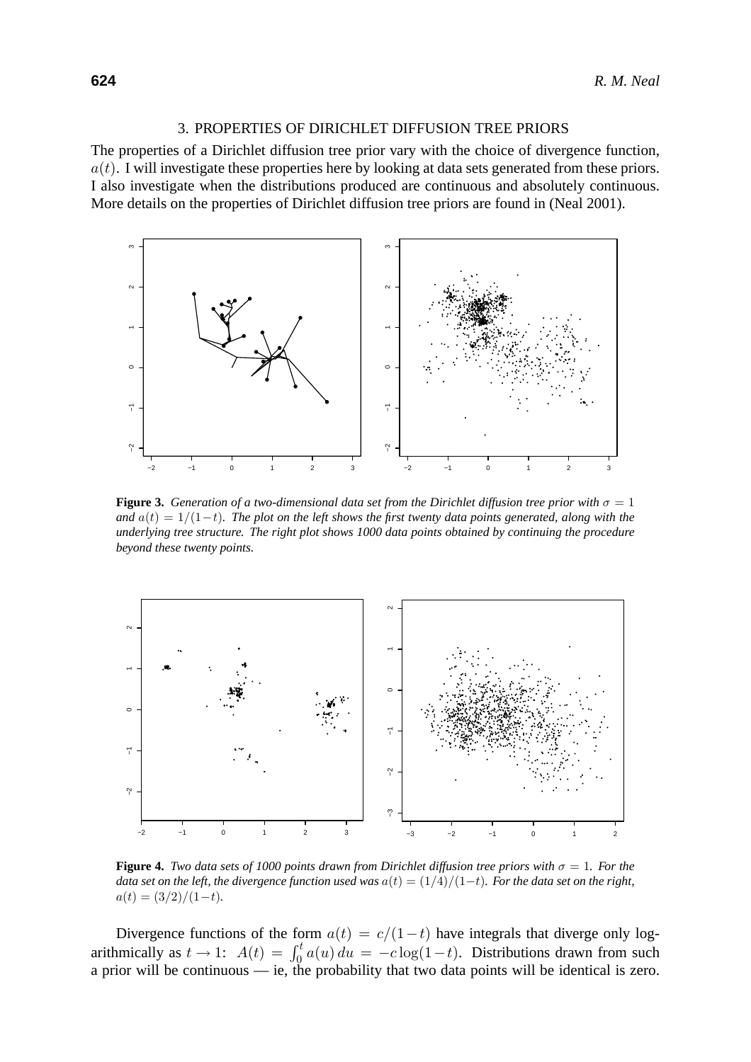## 3. PROPERTIES OF DIRICHLET DIFFUSION TREE PRIORS

The properties of a Dirichlet diffusion tree prior vary with the choice of divergence function, $a(t)$. I will investigate these properties here by looking at data sets generated from these priors. I also investigate when the distributions produced are continuous and absolutely continuous. More details on the properties of Dirichlet diffusion tree priors are found in (Neal 2001).

**Figure 3.** *Generation of a two-dimensional data set from the Dirichlet diffusion tree prior with $\sigma = 1$ and $a(t) = 1/(1-t)$. The plot on the left shows the first twenty data points generated, along with the underlying tree structure. The right plot shows 1000 data points obtained by continuing the procedure beyond these twenty points.*

**Figure 4.** *Two data sets of 1000 points drawn from Dirichlet diffusion tree priors with $\sigma = 1$. For the data set on the left, the divergence function used was $a(t) = (1/4)/(1-t)$. For the data set on the right, $a(t) = (3/2)/(1-t)$.*

Divergence functions of the form $a(t) = c/(1-t)$ have integrals that diverge only logarithmically as $t \to 1$: $A(t) = \int_0^t a(u)\,du = -c\log(1-t)$. Distributions drawn from such a prior will be continuous — ie, the probability that two data points will be identical is zero.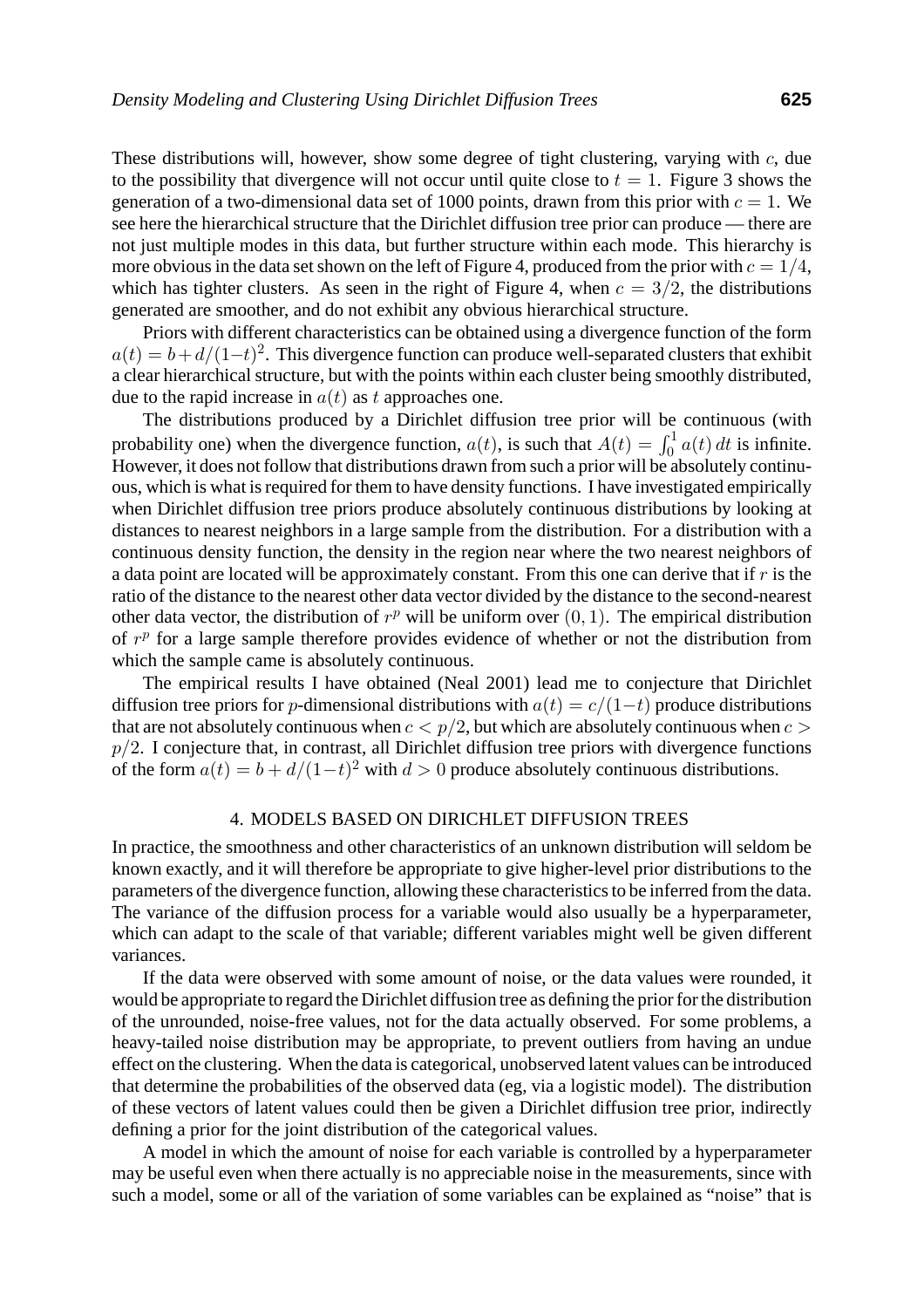These distributions will, however, show some degree of tight clustering, varying with $c$, due to the possibility that divergence will not occur until quite close to $t = 1$. Figure 3 shows the generation of a two-dimensional data set of 1000 points, drawn from this prior with $c = 1$. We see here the hierarchical structure that the Dirichlet diffusion tree prior can produce — there are not just multiple modes in this data, but further structure within each mode. This hierarchy is more obvious in the data set shown on the left of Figure 4, produced from the prior with $c = 1/4$, which has tighter clusters. As seen in the right of Figure 4, when $c = 3/2$, the distributions generated are smoother, and do not exhibit any obvious hierarchical structure.

Priors with different characteristics can be obtained using a divergence function of the form $a(t) = b + d/(1-t)^2$. This divergence function can produce well-separated clusters that exhibit a clear hierarchical structure, but with the points within each cluster being smoothly distributed, due to the rapid increase in $a(t)$ as $t$ approaches one.

The distributions produced by a Dirichlet diffusion tree prior will be continuous (with probability one) when the divergence function, $a(t)$, is such that $A(t) = \int_0^1 a(t)\,dt$ is infinite. However, it does not follow that distributions drawn from such a prior will be absolutely continuous, which is what is required for them to have density functions. I have investigated empirically when Dirichlet diffusion tree priors produce absolutely continuous distributions by looking at distances to nearest neighbors in a large sample from the distribution. For a distribution with a continuous density function, the density in the region near where the two nearest neighbors of a data point are located will be approximately constant. From this one can derive that if $r$ is the ratio of the distance to the nearest other data vector divided by the distance to the second-nearest other data vector, the distribution of $r^p$ will be uniform over $(0, 1)$. The empirical distribution of $r^p$ for a large sample therefore provides evidence of whether or not the distribution from which the sample came is absolutely continuous.

The empirical results I have obtained (Neal 2001) lead me to conjecture that Dirichlet diffusion tree priors for $p$-dimensional distributions with $a(t) = c/(1-t)$ produce distributions that are not absolutely continuous when $c < p/2$, but which are absolutely continuous when $c > p/2$. I conjecture that, in contrast, all Dirichlet diffusion tree priors with divergence functions of the form $a(t) = b + d/(1-t)^2$ with $d > 0$ produce absolutely continuous distributions.

## 4. MODELS BASED ON DIRICHLET DIFFUSION TREES

In practice, the smoothness and other characteristics of an unknown distribution will seldom be known exactly, and it will therefore be appropriate to give higher-level prior distributions to the parameters of the divergence function, allowing these characteristics to be inferred from the data. The variance of the diffusion process for a variable would also usually be a hyperparameter, which can adapt to the scale of that variable; different variables might well be given different variances.

If the data were observed with some amount of noise, or the data values were rounded, it would be appropriate to regard the Dirichlet diffusion tree as defining the prior for the distribution of the unrounded, noise-free values, not for the data actually observed. For some problems, a heavy-tailed noise distribution may be appropriate, to prevent outliers from having an undue effect on the clustering. When the data is categorical, unobserved latent values can be introduced that determine the probabilities of the observed data (eg, via a logistic model). The distribution of these vectors of latent values could then be given a Dirichlet diffusion tree prior, indirectly defining a prior for the joint distribution of the categorical values.

A model in which the amount of noise for each variable is controlled by a hyperparameter may be useful even when there actually is no appreciable noise in the measurements, since with such a model, some or all of the variation of some variables can be explained as "noise" that is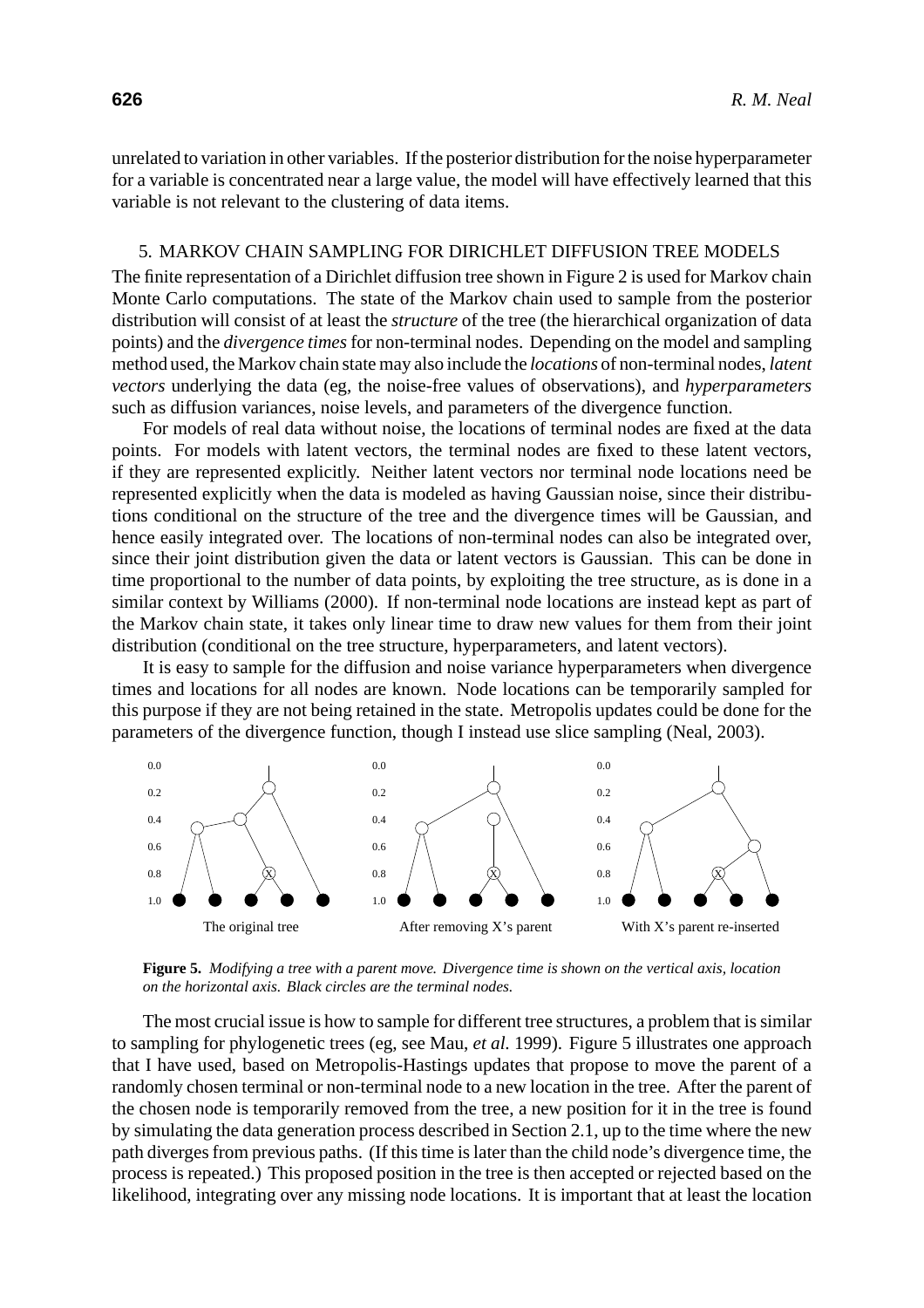unrelated to variation in other variables. If the posterior distribution for the noise hyperparameter for a variable is concentrated near a large value, the model will have effectively learned that this variable is not relevant to the clustering of data items.

## 5. MARKOV CHAIN SAMPLING FOR DIRICHLET DIFFUSION TREE MODELS

The finite representation of a Dirichlet diffusion tree shown in Figure 2 is used for Markov chain Monte Carlo computations. The state of the Markov chain used to sample from the posterior distribution will consist of at least the *structure* of the tree (the hierarchical organization of data points) and the *divergence times* for non-terminal nodes. Depending on the model and sampling method used, the Markov chain state may also include the *locations* of non-terminal nodes, *latent vectors* underlying the data (eg, the noise-free values of observations), and *hyperparameters* such as diffusion variances, noise levels, and parameters of the divergence function.

For models of real data without noise, the locations of terminal nodes are fixed at the data points. For models with latent vectors, the terminal nodes are fixed to these latent vectors, if they are represented explicitly. Neither latent vectors nor terminal node locations need be represented explicitly when the data is modeled as having Gaussian noise, since their distributions conditional on the structure of the tree and the divergence times will be Gaussian, and hence easily integrated over. The locations of non-terminal nodes can also be integrated over, since their joint distribution given the data or latent vectors is Gaussian. This can be done in time proportional to the number of data points, by exploiting the tree structure, as is done in a similar context by Williams (2000). If non-terminal node locations are instead kept as part of the Markov chain state, it takes only linear time to draw new values for them from their joint distribution (conditional on the tree structure, hyperparameters, and latent vectors).

It is easy to sample for the diffusion and noise variance hyperparameters when divergence times and locations for all nodes are known. Node locations can be temporarily sampled for this purpose if they are not being retained in the state. Metropolis updates could be done for the parameters of the divergence function, though I instead use slice sampling (Neal, 2003).

**Figure 5.** *Modifying a tree with a parent move. Divergence time is shown on the vertical axis, location on the horizontal axis. Black circles are the terminal nodes.*

The most crucial issue is how to sample for different tree structures, a problem that is similar to sampling for phylogenetic trees (eg, see Mau, *et al.* 1999). Figure 5 illustrates one approach that I have used, based on Metropolis-Hastings updates that propose to move the parent of a randomly chosen terminal or non-terminal node to a new location in the tree. After the parent of the chosen node is temporarily removed from the tree, a new position for it in the tree is found by simulating the data generation process described in Section 2.1, up to the time where the new path diverges from previous paths. (If this time is later than the child node's divergence time, the process is repeated.) This proposed position in the tree is then accepted or rejected based on the likelihood, integrating over any missing node locations. It is important that at least the location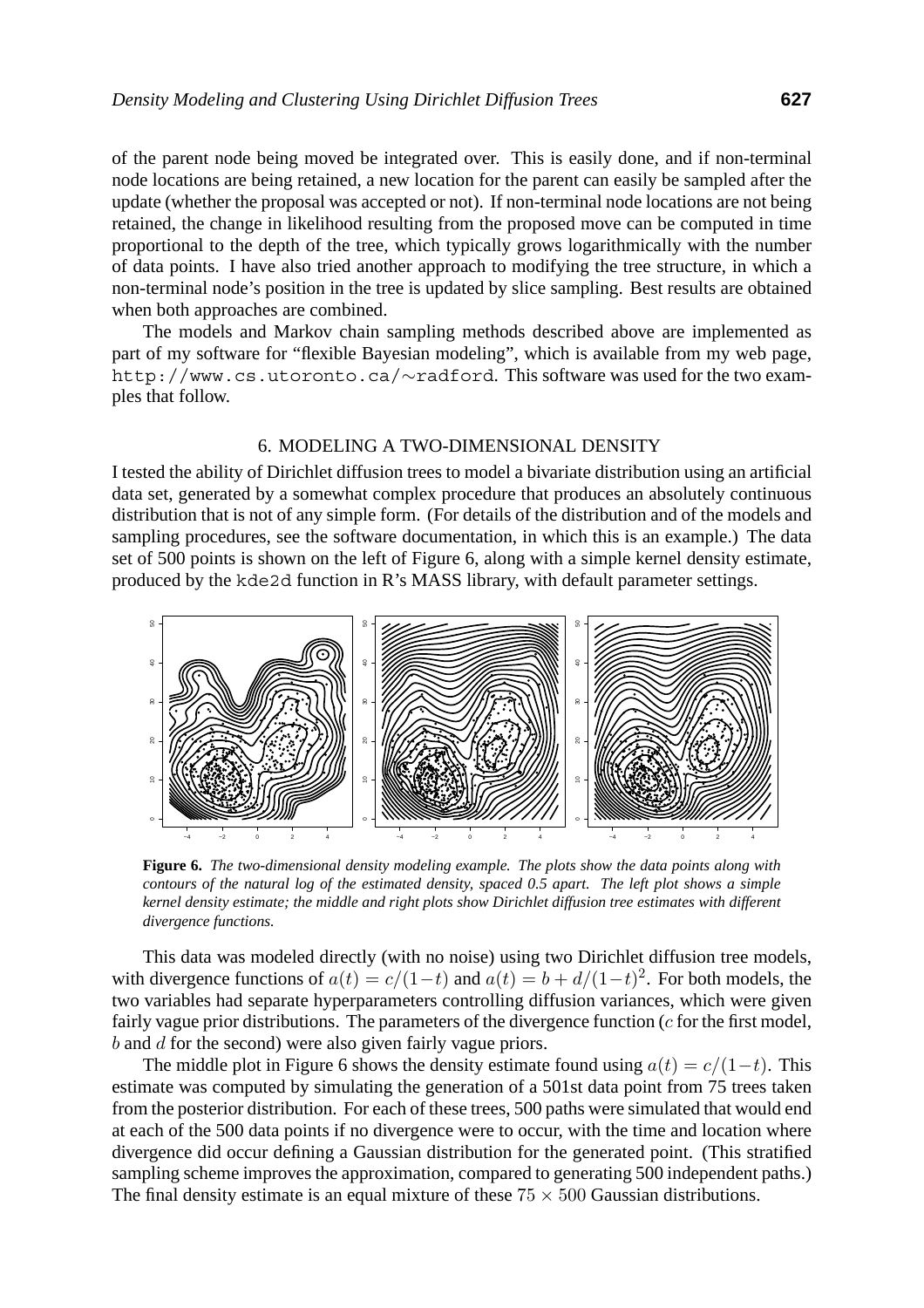of the parent node being moved be integrated over. This is easily done, and if non-terminal node locations are being retained, a new location for the parent can easily be sampled after the update (whether the proposal was accepted or not). If non-terminal node locations are not being retained, the change in likelihood resulting from the proposed move can be computed in time proportional to the depth of the tree, which typically grows logarithmically with the number of data points. I have also tried another approach to modifying the tree structure, in which a non-terminal node's position in the tree is updated by slice sampling. Best results are obtained when both approaches are combined.

The models and Markov chain sampling methods described above are implemented as part of my software for "flexible Bayesian modeling", which is available from my web page, http://www.cs.utoronto.ca/∼radford. This software was used for the two examples that follow.

## 6. MODELING A TWO-DIMENSIONAL DENSITY

I tested the ability of Dirichlet diffusion trees to model a bivariate distribution using an artificial data set, generated by a somewhat complex procedure that produces an absolutely continuous distribution that is not of any simple form. (For details of the distribution and of the models and sampling procedures, see the software documentation, in which this is an example.) The data set of 500 points is shown on the left of Figure 6, along with a simple kernel density estimate, produced by the `kde2d` function in R's MASS library, with default parameter settings.

**Figure 6.** *The two-dimensional density modeling example. The plots show the data points along with contours of the natural log of the estimated density, spaced 0.5 apart. The left plot shows a simple kernel density estimate; the middle and right plots show Dirichlet diffusion tree estimates with different divergence functions.*

This data was modeled directly (with no noise) using two Dirichlet diffusion tree models, with divergence functions of $a(t) = c/(1-t)$ and $a(t) = b + d/(1-t)^2$. For both models, the two variables had separate hyperparameters controlling diffusion variances, which were given fairly vague prior distributions. The parameters of the divergence function ($c$ for the first model, $b$ and $d$ for the second) were also given fairly vague priors.

The middle plot in Figure 6 shows the density estimate found using $a(t) = c/(1-t)$. This estimate was computed by simulating the generation of a 501st data point from 75 trees taken from the posterior distribution. For each of these trees, 500 paths were simulated that would end at each of the 500 data points if no divergence were to occur, with the time and location where divergence did occur defining a Gaussian distribution for the generated point. (This stratified sampling scheme improves the approximation, compared to generating 500 independent paths.) The final density estimate is an equal mixture of these $75 \times 500$ Gaussian distributions.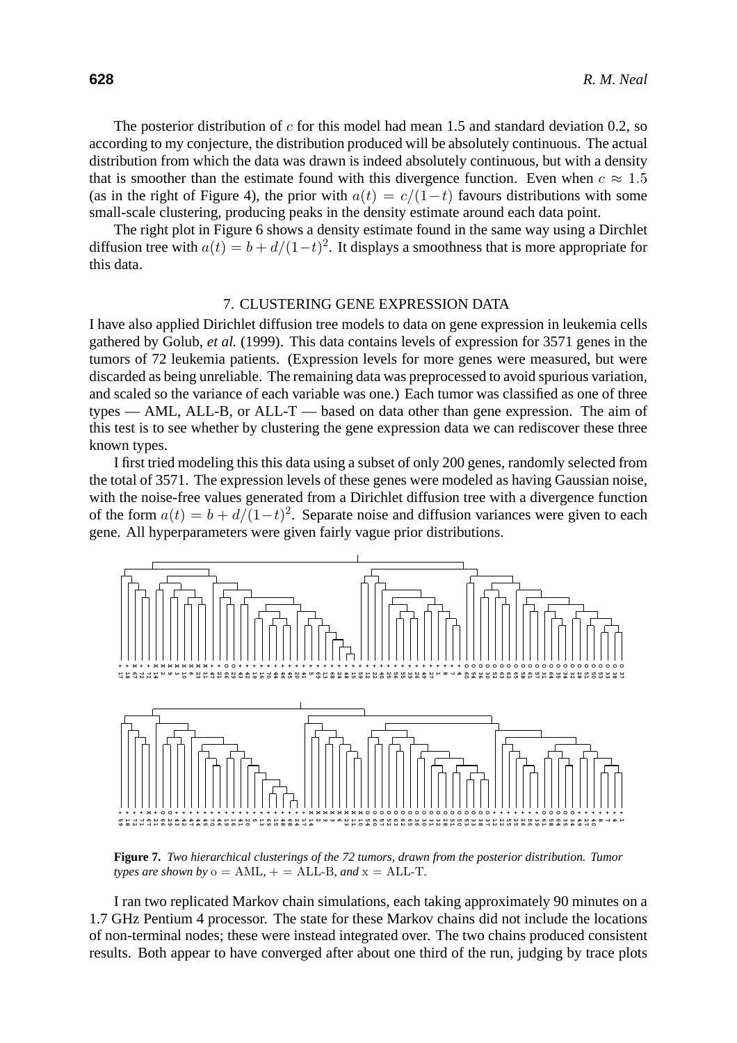The posterior distribution of $c$ for this model had mean 1.5 and standard deviation 0.2, so according to my conjecture, the distribution produced will be absolutely continuous. The actual distribution from which the data was drawn is indeed absolutely continuous, but with a density that is smoother than the estimate found with this divergence function. Even when $c \approx 1.5$ (as in the right of Figure 4), the prior with $a(t) = c/(1-t)$ favours distributions with some small-scale clustering, producing peaks in the density estimate around each data point.

The right plot in Figure 6 shows a density estimate found in the same way using a Dirchlet diffusion tree with $a(t) = b + d/(1-t)^2$. It displays a smoothness that is more appropriate for this data.

## 7. CLUSTERING GENE EXPRESSION DATA

I have also applied Dirichlet diffusion tree models to data on gene expression in leukemia cells gathered by Golub, *et al.* (1999). This data contains levels of expression for 3571 genes in the tumors of 72 leukemia patients. (Expression levels for more genes were measured, but were discarded as being unreliable. The remaining data was preprocessed to avoid spurious variation, and scaled so the variance of each variable was one.) Each tumor was classified as one of three types — AML, ALL-B, or ALL-T — based on data other than gene expression. The aim of this test is to see whether by clustering the gene expression data we can rediscover these three known types.

I first tried modeling this this data using a subset of only 200 genes, randomly selected from the total of 3571. The expression levels of these genes were modeled as having Gaussian noise, with the noise-free values generated from a Dirichlet diffusion tree with a divergence function of the form $a(t) = b + d/(1-t)^2$. Separate noise and diffusion variances were given to each gene. All hyperparameters were given fairly vague prior distributions.

**Figure 7.** *Two hierarchical clusterings of the 72 tumors, drawn from the posterior distribution. Tumor types are shown by* o = AML, + = ALL-B, *and* x = ALL-T.

I ran two replicated Markov chain simulations, each taking approximately 90 minutes on a 1.7 GHz Pentium 4 processor. The state for these Markov chains did not include the locations of non-terminal nodes; these were instead integrated over. The two chains produced consistent results. Both appear to have converged after about one third of the run, judging by trace plots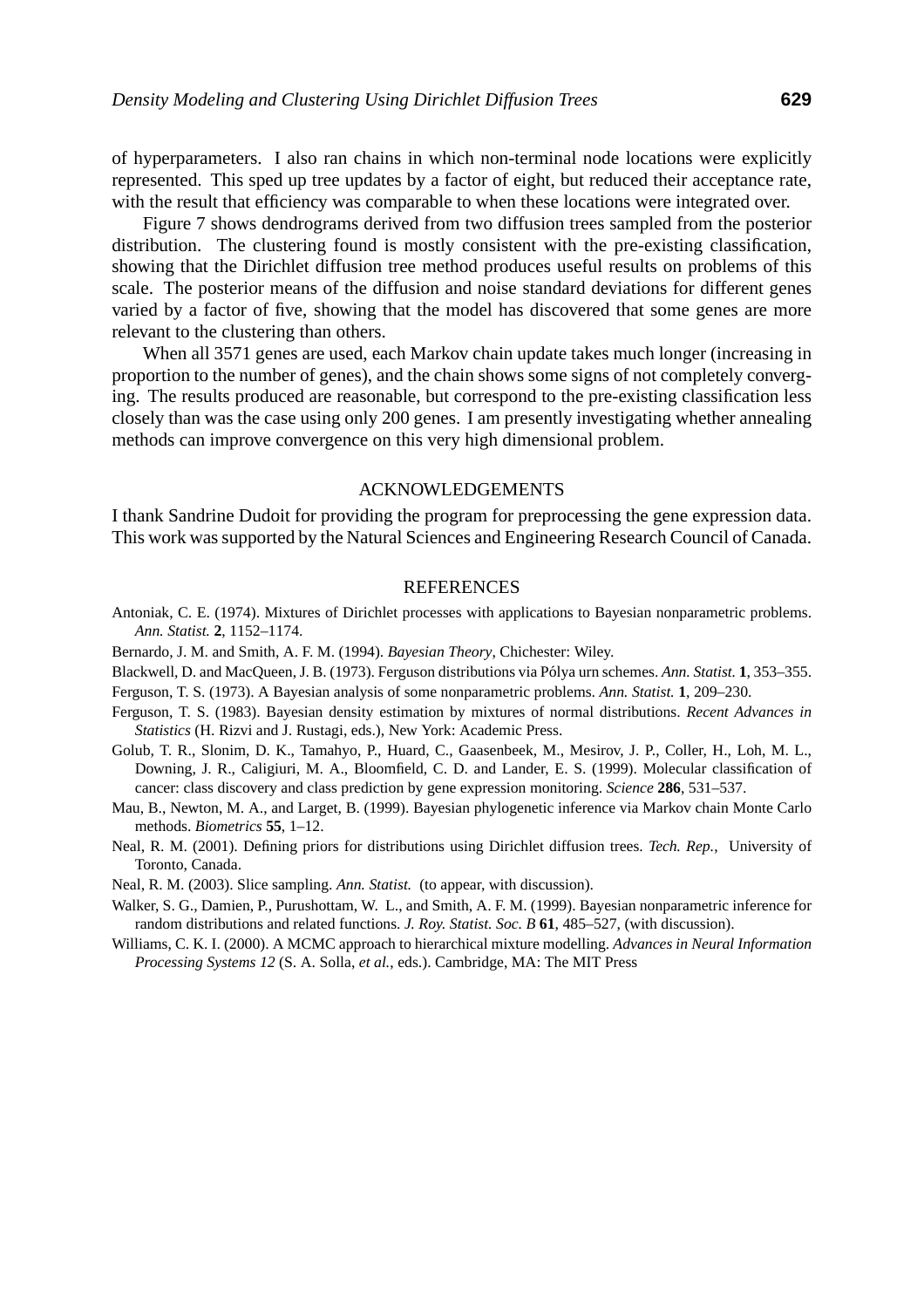of hyperparameters. I also ran chains in which non-terminal node locations were explicitly represented. This sped up tree updates by a factor of eight, but reduced their acceptance rate, with the result that efficiency was comparable to when these locations were integrated over.

Figure 7 shows dendrograms derived from two diffusion trees sampled from the posterior distribution. The clustering found is mostly consistent with the pre-existing classification, showing that the Dirichlet diffusion tree method produces useful results on problems of this scale. The posterior means of the diffusion and noise standard deviations for different genes varied by a factor of five, showing that the model has discovered that some genes are more relevant to the clustering than others.

When all 3571 genes are used, each Markov chain update takes much longer (increasing in proportion to the number of genes), and the chain shows some signs of not completely converging. The results produced are reasonable, but correspond to the pre-existing classification less closely than was the case using only 200 genes. I am presently investigating whether annealing methods can improve convergence on this very high dimensional problem.

## ACKNOWLEDGEMENTS

I thank Sandrine Dudoit for providing the program for preprocessing the gene expression data. This work was supported by the Natural Sciences and Engineering Research Council of Canada.

## REFERENCES

Antoniak, C. E. (1974). Mixtures of Dirichlet processes with applications to Bayesian nonparametric problems. *Ann. Statist.* **2**, 1152–1174.

Bernardo, J. M. and Smith, A. F. M. (1994). *Bayesian Theory*, Chichester: Wiley.

Blackwell, D. and MacQueen, J. B. (1973). Ferguson distributions via Pólya urn schemes. *Ann. Statist.* **1**, 353–355.

Ferguson, T. S. (1973). A Bayesian analysis of some nonparametric problems. *Ann. Statist.* **1**, 209–230.

Ferguson, T. S. (1983). Bayesian density estimation by mixtures of normal distributions. *Recent Advances in Statistics* (H. Rizvi and J. Rustagi, eds.), New York: Academic Press.

Golub, T. R., Slonim, D. K., Tamahyo, P., Huard, C., Gaasenbeek, M., Mesirov, J. P., Coller, H., Loh, M. L., Downing, J. R., Caligiuri, M. A., Bloomfield, C. D. and Lander, E. S. (1999). Molecular classification of cancer: class discovery and class prediction by gene expression monitoring. *Science* **286**, 531–537.

Mau, B., Newton, M. A., and Larget, B. (1999). Bayesian phylogenetic inference via Markov chain Monte Carlo methods. *Biometrics* **55**, 1–12.

Neal, R. M. (2001). Defining priors for distributions using Dirichlet diffusion trees. *Tech. Rep.*, University of Toronto, Canada.

Neal, R. M. (2003). Slice sampling. *Ann. Statist.* (to appear, with discussion).

Walker, S. G., Damien, P., Purushottam, W. L., and Smith, A. F. M. (1999). Bayesian nonparametric inference for random distributions and related functions. *J. Roy. Statist. Soc. B* **61**, 485–527, (with discussion).

Williams, C. K. I. (2000). A MCMC approach to hierarchical mixture modelling. *Advances in Neural Information Processing Systems 12* (S. A. Solla, *et al.*, eds.). Cambridge, MA: The MIT Press